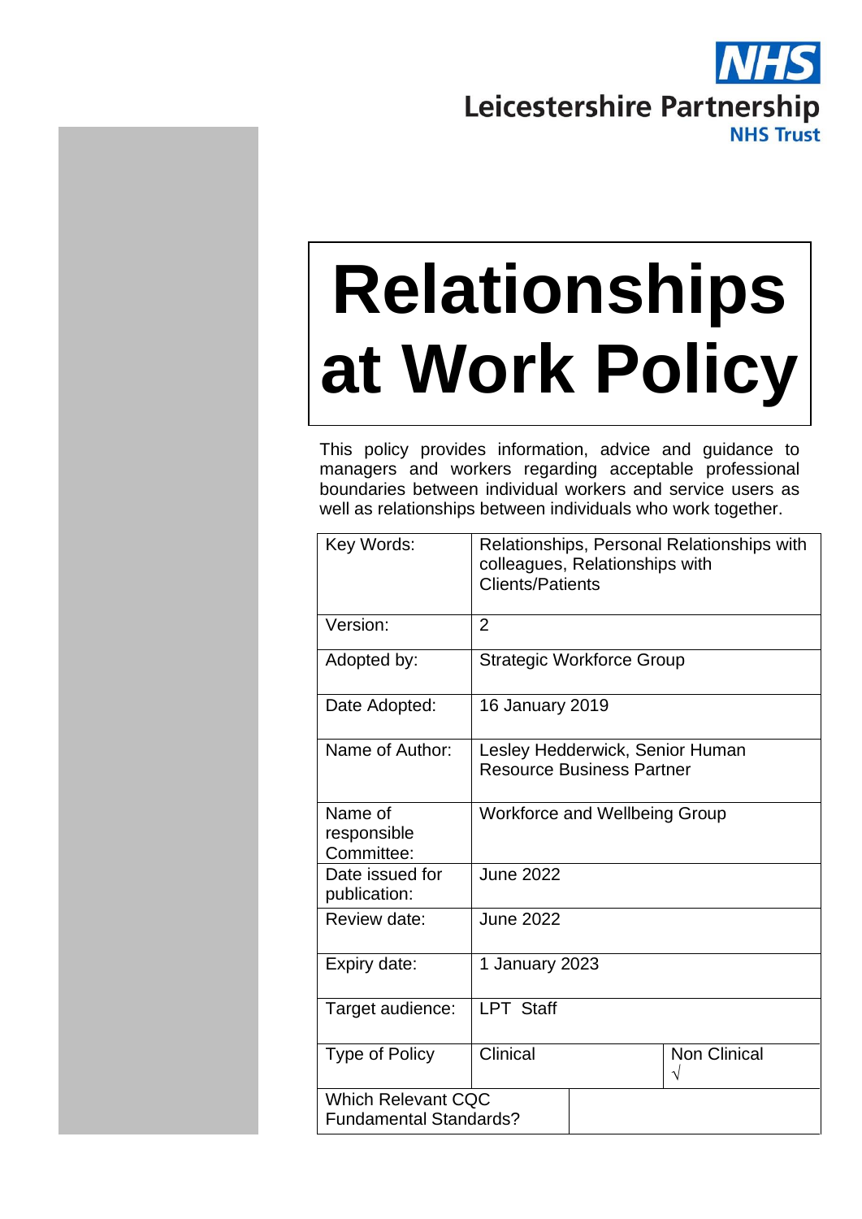NHS

Leicestershire Partnership NHS Trust

# Relationships at Work Policy

This policy provides information, advice and guidance to managers and workers regarding acceptable professional boundaries between individual workers and service users as well as relationships between individuals who work together.

| Key Words: | Relationships, Personal Relationships with colleagues, Relationships with Clients/Patients | |
|---|---|---|
| Version: | 2 | |
| Adopted by: | Strategic Workforce Group | |
| Date Adopted: | 16 January 2019 | |
| Name of Author: | Lesley Hedderwick, Senior Human Resource Business Partner | |
| Name of responsible Committee: | Workforce and Wellbeing Group | |
| Date issued for publication: | June 2022 | |
| Review date: | June 2022 | |
| Expiry date: | 1 January 2023 | |
| Target audience: | LPT Staff | |
| Type of Policy | Clinical | Non Clinical √ |
| Which Relevant CQC Fundamental Standards? | | |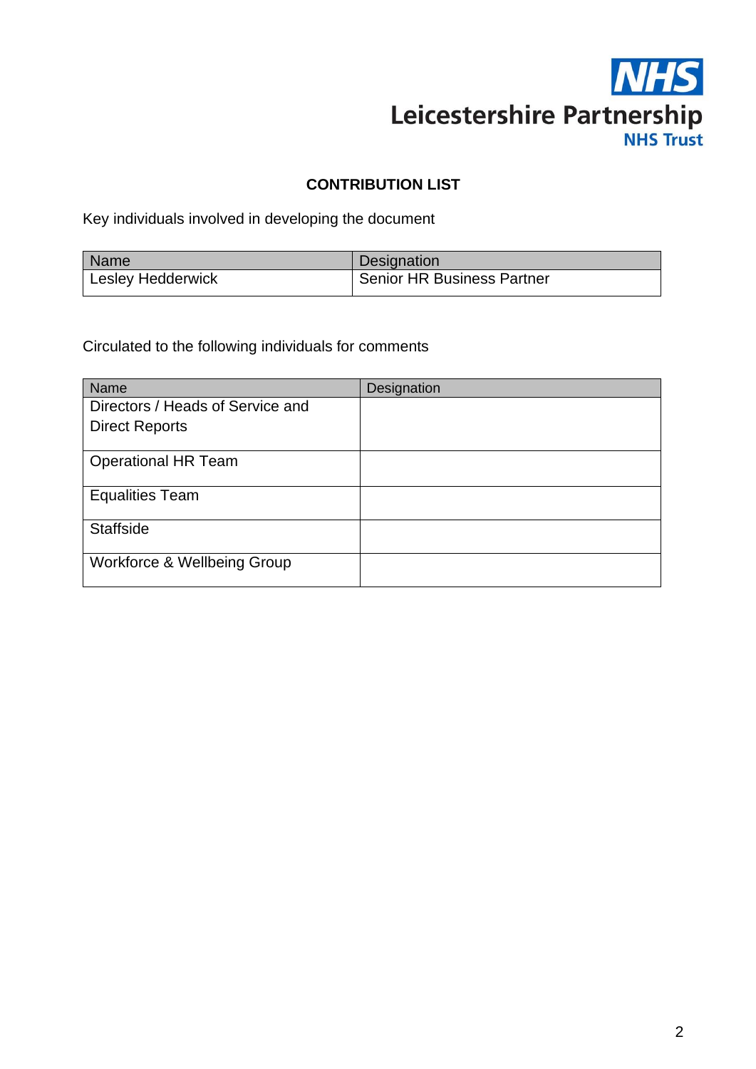## CONTRIBUTION LIST

Key individuals involved in developing the document

| Name | Designation |
| --- | --- |
| Lesley Hedderwick | Senior HR Business Partner |

Circulated to the following individuals for comments

| Name | Designation |
| --- | --- |
| Directors / Heads of Service and Direct Reports | |
| Operational HR Team | |
| Equalities Team | |
| Staffside | |
| Workforce & Wellbeing Group | |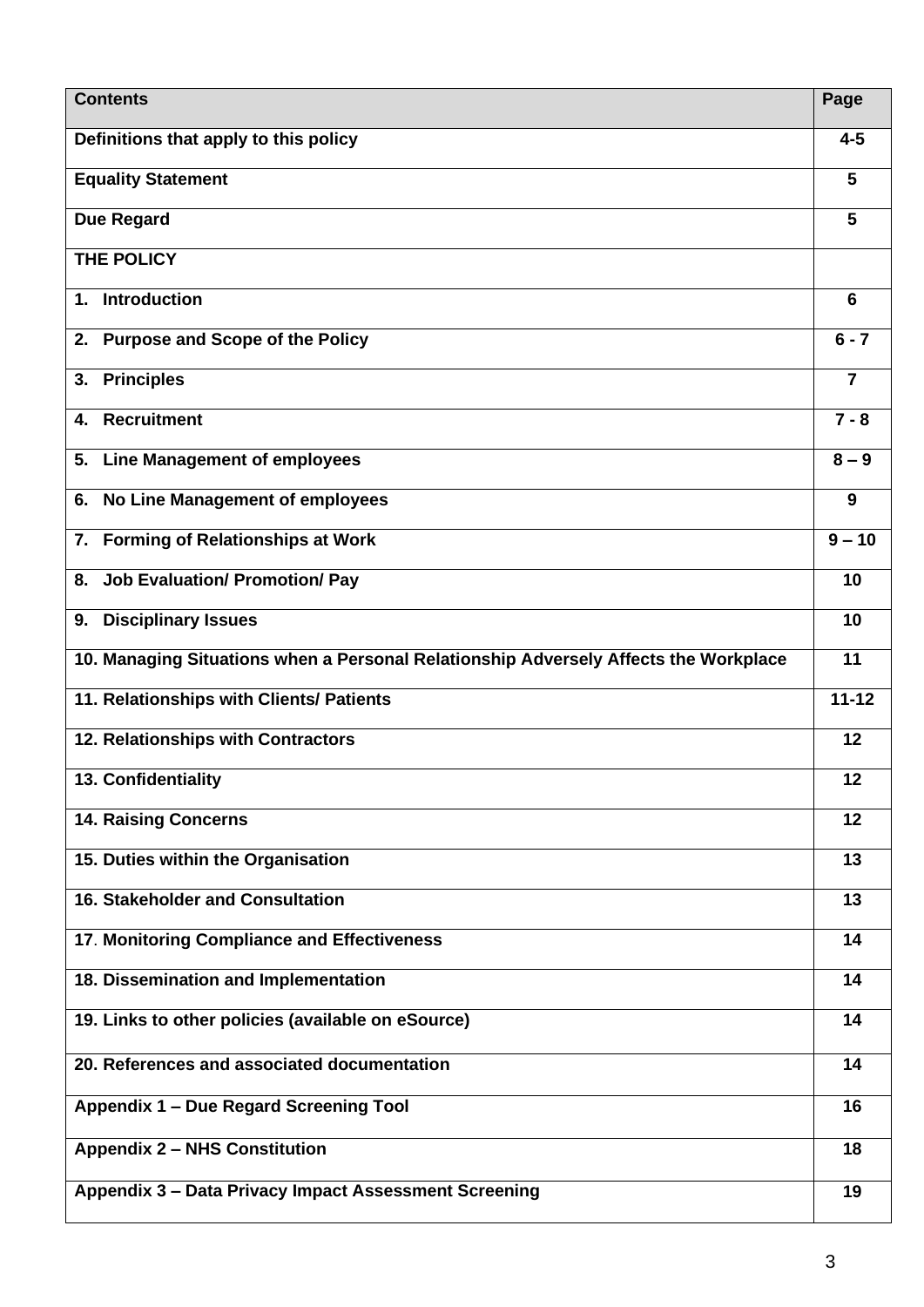| Contents | Page |
|---|---|
| **Definitions that apply to this policy** | **4-5** |
| **Equality Statement** | **5** |
| **Due Regard** | **5** |
| **THE POLICY** | |
| **1. Introduction** | **6** |
| **2. Purpose and Scope of the Policy** | **6 - 7** |
| **3. Principles** | **7** |
| **4. Recruitment** | **7 - 8** |
| **5. Line Management of employees** | **8 – 9** |
| **6. No Line Management of employees** | **9** |
| **7. Forming of Relationships at Work** | **9 – 10** |
| **8. Job Evaluation/ Promotion/ Pay** | **10** |
| **9. Disciplinary Issues** | **10** |
| **10. Managing Situations when a Personal Relationship Adversely Affects the Workplace** | **11** |
| **11. Relationships with Clients/ Patients** | **11-12** |
| **12. Relationships with Contractors** | **12** |
| **13. Confidentiality** | **12** |
| **14. Raising Concerns** | **12** |
| **15. Duties within the Organisation** | **13** |
| **16. Stakeholder and Consultation** | **13** |
| **17. Monitoring Compliance and Effectiveness** | **14** |
| **18. Dissemination and Implementation** | **14** |
| **19. Links to other policies (available on eSource)** | **14** |
| **20. References and associated documentation** | **14** |
| **Appendix 1 – Due Regard Screening Tool** | **16** |
| **Appendix 2 – NHS Constitution** | **18** |
| **Appendix 3 – Data Privacy Impact Assessment Screening** | **19** |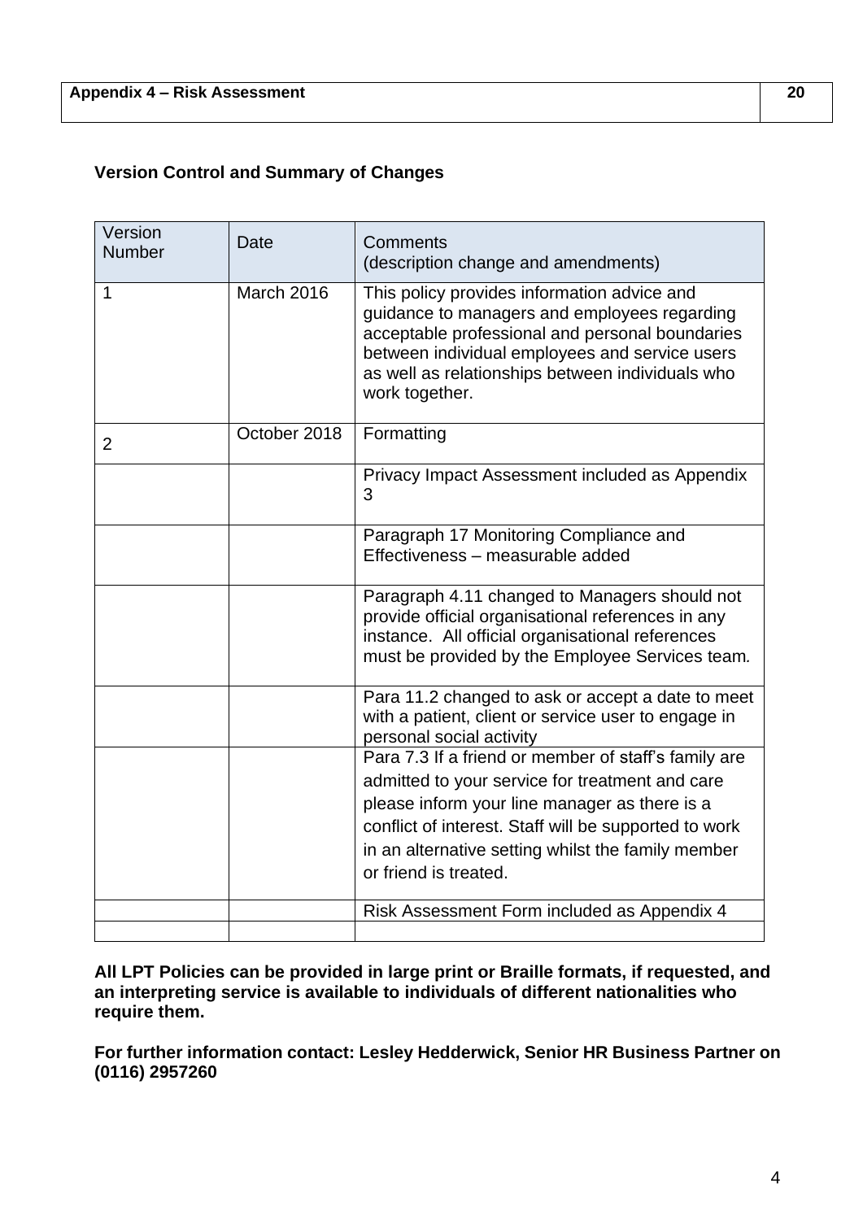| Appendix 4 – Risk Assessment | 20 |
|---|---|

**Version Control and Summary of Changes**

| Version Number | Date | Comments (description change and amendments) |
|---|---|---|
| 1 | March 2016 | This policy provides information advice and guidance to managers and employees regarding acceptable professional and personal boundaries between individual employees and service users as well as relationships between individuals who work together. |
| 2 | October 2018 | Formatting |
| | | Privacy Impact Assessment included as Appendix 3 |
| | | Paragraph 17 Monitoring Compliance and Effectiveness – measurable added |
| | | Paragraph 4.11 changed to Managers should not provide official organisational references in any instance. All official organisational references must be provided by the Employee Services team. |
| | | Para 11.2 changed to ask or accept a date to meet with a patient, client or service user to engage in personal social activity |
| | | Para 7.3 If a friend or member of staff's family are admitted to your service for treatment and care please inform your line manager as there is a conflict of interest. Staff will be supported to work in an alternative setting whilst the family member or friend is treated. |
| | | Risk Assessment Form included as Appendix 4 |
| | | |

**All LPT Policies can be provided in large print or Braille formats, if requested, and an interpreting service is available to individuals of different nationalities who require them.**

**For further information contact: Lesley Hedderwick, Senior HR Business Partner on (0116) 2957260**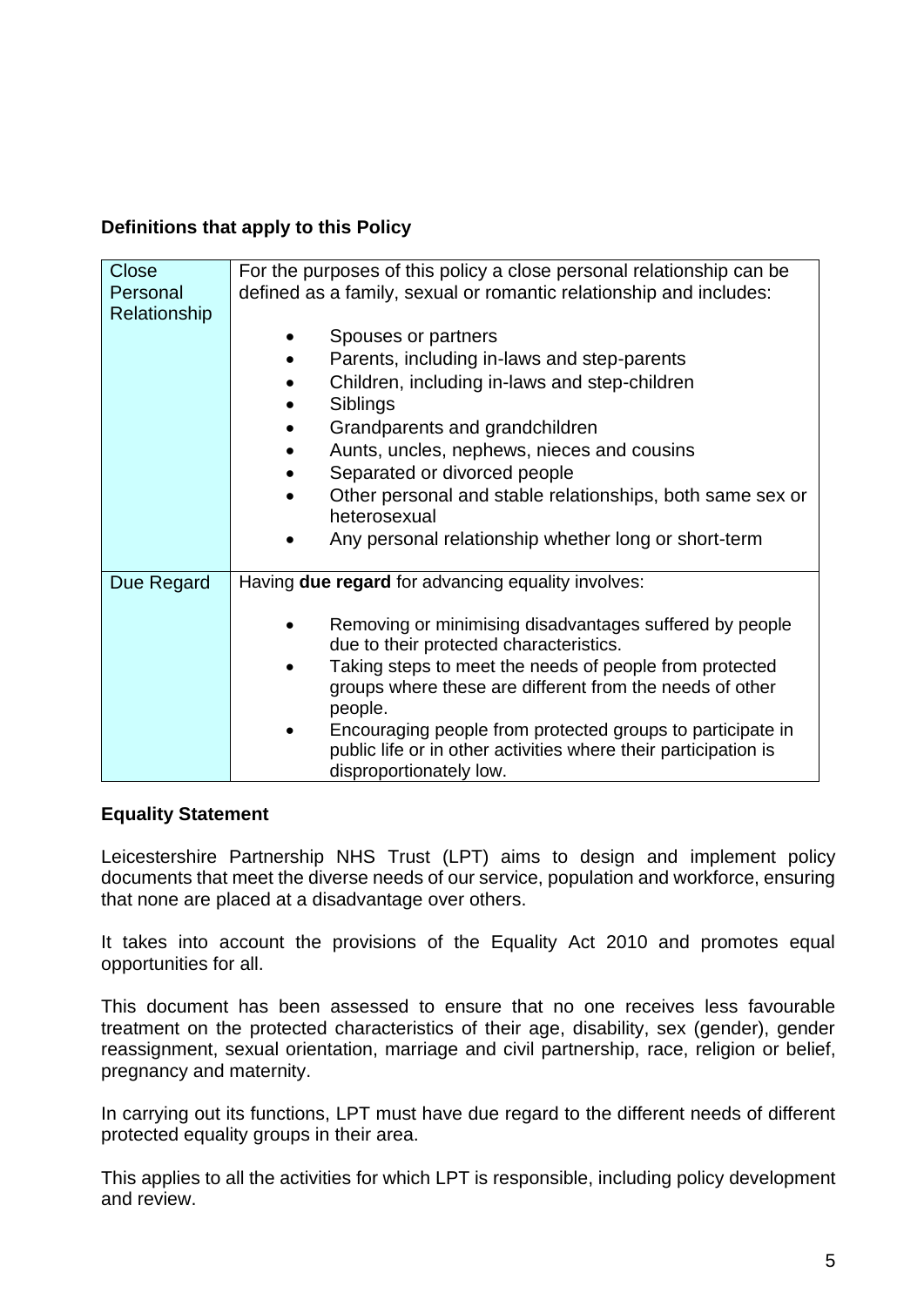**Definitions that apply to this Policy**

| | |
|---|---|
| Close Personal Relationship | For the purposes of this policy a close personal relationship can be defined as a family, sexual or romantic relationship and includes:<br><br>• Spouses or partners<br>• Parents, including in-laws and step-parents<br>• Children, including in-laws and step-children<br>• Siblings<br>• Grandparents and grandchildren<br>• Aunts, uncles, nephews, nieces and cousins<br>• Separated or divorced people<br>• Other personal and stable relationships, both same sex or heterosexual<br>• Any personal relationship whether long or short-term |
| Due Regard | Having **due regard** for advancing equality involves:<br><br>• Removing or minimising disadvantages suffered by people due to their protected characteristics.<br>• Taking steps to meet the needs of people from protected groups where these are different from the needs of other people.<br>• Encouraging people from protected groups to participate in public life or in other activities where their participation is disproportionately low. |

**Equality Statement**

Leicestershire Partnership NHS Trust (LPT) aims to design and implement policy documents that meet the diverse needs of our service, population and workforce, ensuring that none are placed at a disadvantage over others.

It takes into account the provisions of the Equality Act 2010 and promotes equal opportunities for all.

This document has been assessed to ensure that no one receives less favourable treatment on the protected characteristics of their age, disability, sex (gender), gender reassignment, sexual orientation, marriage and civil partnership, race, religion or belief, pregnancy and maternity.

In carrying out its functions, LPT must have due regard to the different needs of different protected equality groups in their area.

This applies to all the activities for which LPT is responsible, including policy development and review.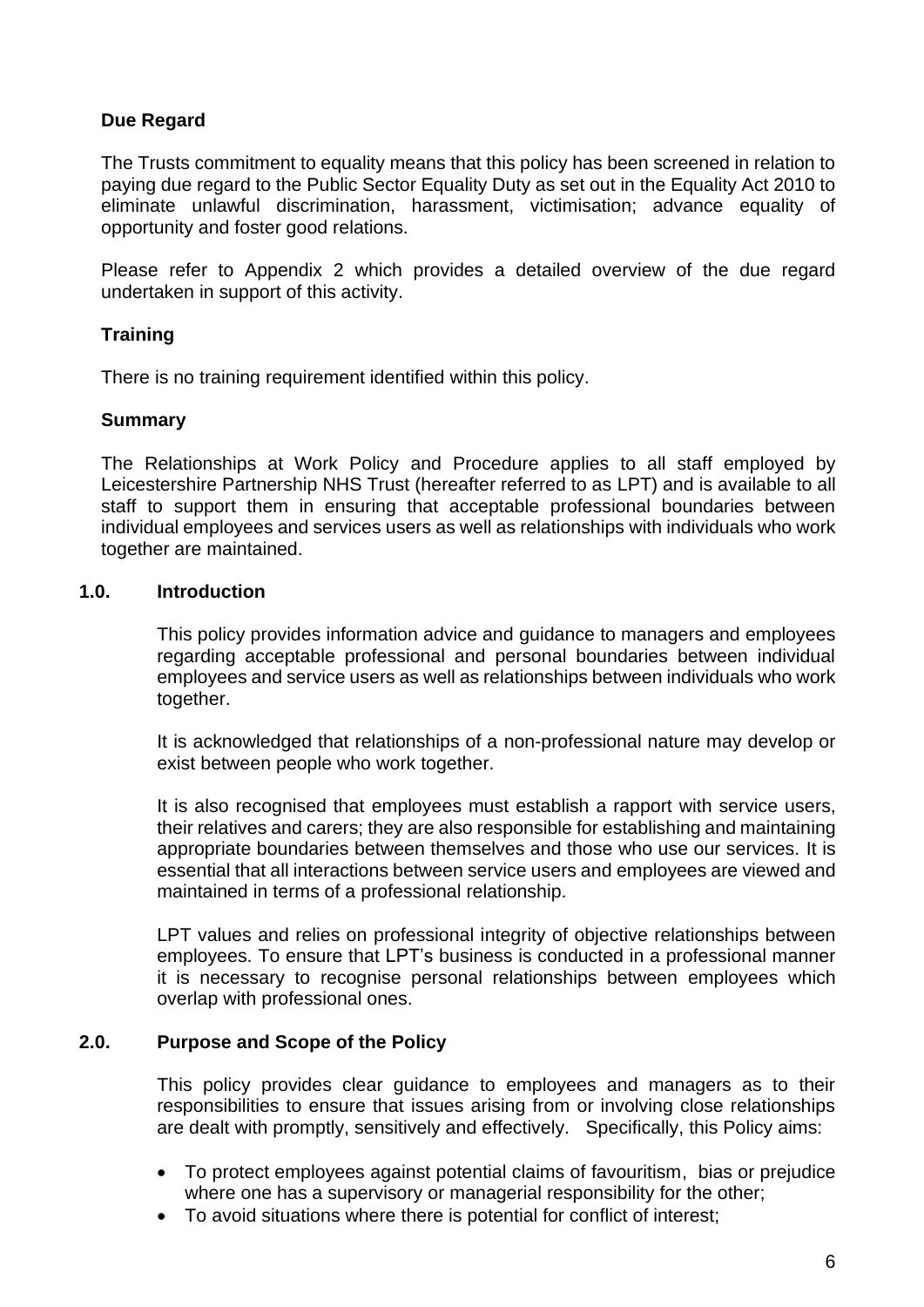**Due Regard**

The Trusts commitment to equality means that this policy has been screened in relation to paying due regard to the Public Sector Equality Duty as set out in the Equality Act 2010 to eliminate unlawful discrimination, harassment, victimisation; advance equality of opportunity and foster good relations.

Please refer to Appendix 2 which provides a detailed overview of the due regard undertaken in support of this activity.

**Training**

There is no training requirement identified within this policy.

**Summary**

The Relationships at Work Policy and Procedure applies to all staff employed by Leicestershire Partnership NHS Trust (hereafter referred to as LPT) and is available to all staff to support them in ensuring that acceptable professional boundaries between individual employees and services users as well as relationships with individuals who work together are maintained.

## 1.0. Introduction

This policy provides information advice and guidance to managers and employees regarding acceptable professional and personal boundaries between individual employees and service users as well as relationships between individuals who work together.

It is acknowledged that relationships of a non-professional nature may develop or exist between people who work together.

It is also recognised that employees must establish a rapport with service users, their relatives and carers; they are also responsible for establishing and maintaining appropriate boundaries between themselves and those who use our services. It is essential that all interactions between service users and employees are viewed and maintained in terms of a professional relationship.

LPT values and relies on professional integrity of objective relationships between employees. To ensure that LPT's business is conducted in a professional manner it is necessary to recognise personal relationships between employees which overlap with professional ones.

## 2.0. Purpose and Scope of the Policy

This policy provides clear guidance to employees and managers as to their responsibilities to ensure that issues arising from or involving close relationships are dealt with promptly, sensitively and effectively. Specifically, this Policy aims:

- To protect employees against potential claims of favouritism, bias or prejudice where one has a supervisory or managerial responsibility for the other;
- To avoid situations where there is potential for conflict of interest;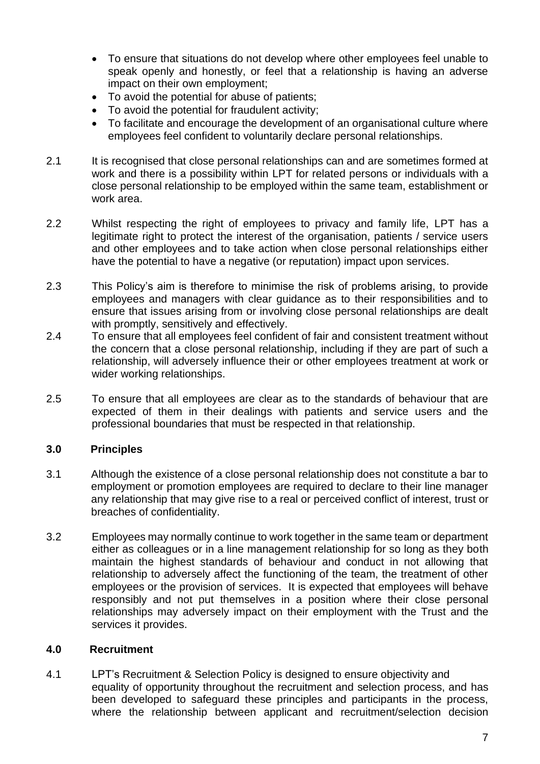- To ensure that situations do not develop where other employees feel unable to speak openly and honestly, or feel that a relationship is having an adverse impact on their own employment;
- To avoid the potential for abuse of patients;
- To avoid the potential for fraudulent activity;
- To facilitate and encourage the development of an organisational culture where employees feel confident to voluntarily declare personal relationships.

2.1 It is recognised that close personal relationships can and are sometimes formed at work and there is a possibility within LPT for related persons or individuals with a close personal relationship to be employed within the same team, establishment or work area.

2.2 Whilst respecting the right of employees to privacy and family life, LPT has a legitimate right to protect the interest of the organisation, patients / service users and other employees and to take action when close personal relationships either have the potential to have a negative (or reputation) impact upon services.

2.3 This Policy's aim is therefore to minimise the risk of problems arising, to provide employees and managers with clear guidance as to their responsibilities and to ensure that issues arising from or involving close personal relationships are dealt with promptly, sensitively and effectively.

2.4 To ensure that all employees feel confident of fair and consistent treatment without the concern that a close personal relationship, including if they are part of such a relationship, will adversely influence their or other employees treatment at work or wider working relationships.

2.5 To ensure that all employees are clear as to the standards of behaviour that are expected of them in their dealings with patients and service users and the professional boundaries that must be respected in that relationship.

## 3.0 Principles

3.1 Although the existence of a close personal relationship does not constitute a bar to employment or promotion employees are required to declare to their line manager any relationship that may give rise to a real or perceived conflict of interest, trust or breaches of confidentiality.

3.2 Employees may normally continue to work together in the same team or department either as colleagues or in a line management relationship for so long as they both maintain the highest standards of behaviour and conduct in not allowing that relationship to adversely affect the functioning of the team, the treatment of other employees or the provision of services. It is expected that employees will behave responsibly and not put themselves in a position where their close personal relationships may adversely impact on their employment with the Trust and the services it provides.

## 4.0 Recruitment

4.1 LPT's Recruitment & Selection Policy is designed to ensure objectivity and equality of opportunity throughout the recruitment and selection process, and has been developed to safeguard these principles and participants in the process, where the relationship between applicant and recruitment/selection decision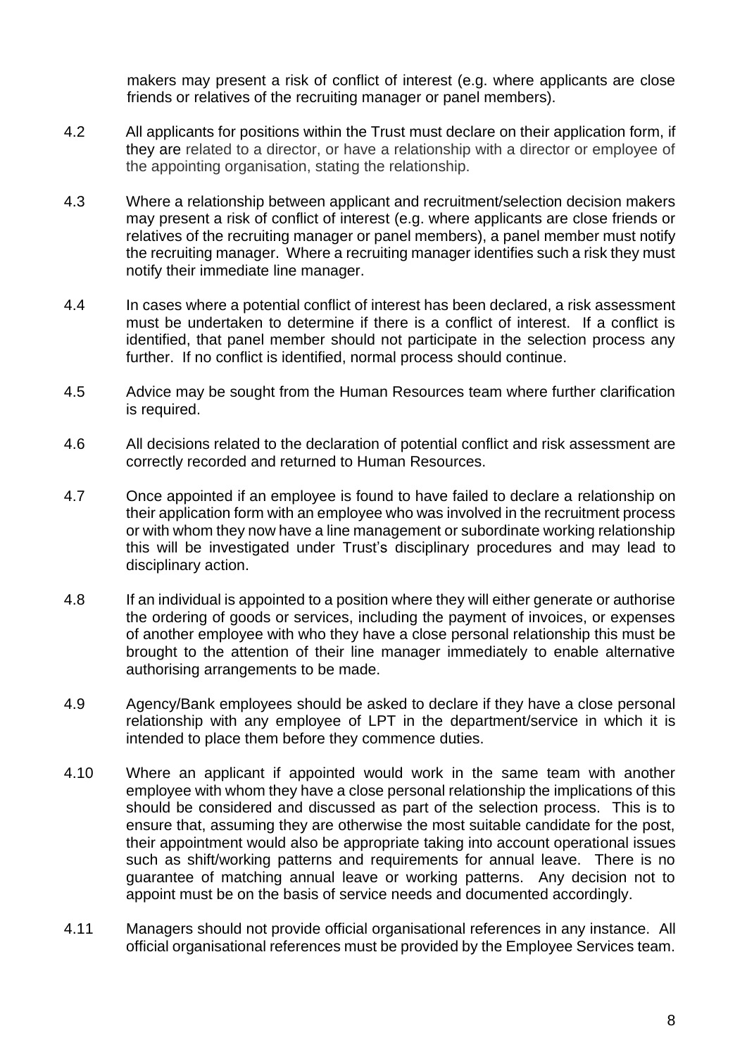makers may present a risk of conflict of interest (e.g. where applicants are close friends or relatives of the recruiting manager or panel members).

4.2 All applicants for positions within the Trust must declare on their application form, if they are related to a director, or have a relationship with a director or employee of the appointing organisation, stating the relationship.

4.3 Where a relationship between applicant and recruitment/selection decision makers may present a risk of conflict of interest (e.g. where applicants are close friends or relatives of the recruiting manager or panel members), a panel member must notify the recruiting manager. Where a recruiting manager identifies such a risk they must notify their immediate line manager.

4.4 In cases where a potential conflict of interest has been declared, a risk assessment must be undertaken to determine if there is a conflict of interest. If a conflict is identified, that panel member should not participate in the selection process any further. If no conflict is identified, normal process should continue.

4.5 Advice may be sought from the Human Resources team where further clarification is required.

4.6 All decisions related to the declaration of potential conflict and risk assessment are correctly recorded and returned to Human Resources.

4.7 Once appointed if an employee is found to have failed to declare a relationship on their application form with an employee who was involved in the recruitment process or with whom they now have a line management or subordinate working relationship this will be investigated under Trust's disciplinary procedures and may lead to disciplinary action.

4.8 If an individual is appointed to a position where they will either generate or authorise the ordering of goods or services, including the payment of invoices, or expenses of another employee with who they have a close personal relationship this must be brought to the attention of their line manager immediately to enable alternative authorising arrangements to be made.

4.9 Agency/Bank employees should be asked to declare if they have a close personal relationship with any employee of LPT in the department/service in which it is intended to place them before they commence duties.

4.10 Where an applicant if appointed would work in the same team with another employee with whom they have a close personal relationship the implications of this should be considered and discussed as part of the selection process. This is to ensure that, assuming they are otherwise the most suitable candidate for the post, their appointment would also be appropriate taking into account operational issues such as shift/working patterns and requirements for annual leave. There is no guarantee of matching annual leave or working patterns. Any decision not to appoint must be on the basis of service needs and documented accordingly.

4.11 Managers should not provide official organisational references in any instance. All official organisational references must be provided by the Employee Services team.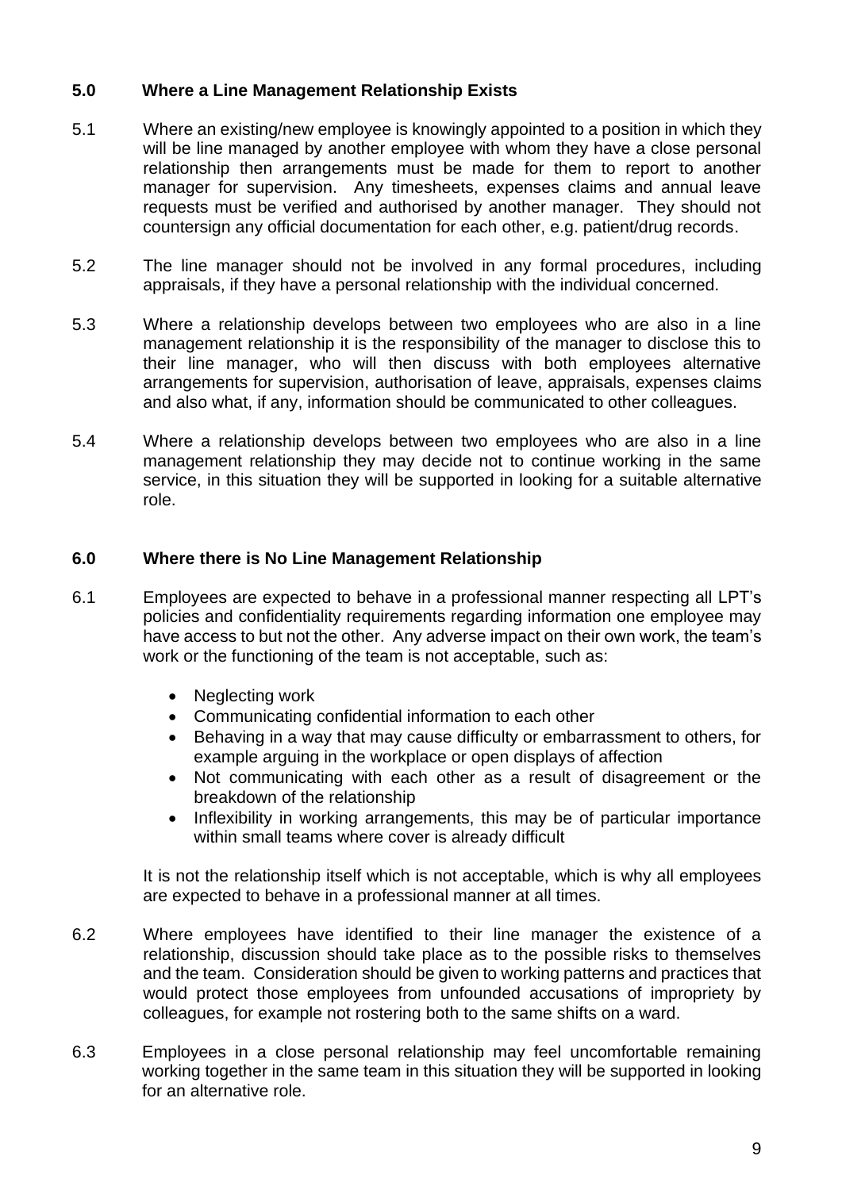## 5.0 Where a Line Management Relationship Exists

5.1 Where an existing/new employee is knowingly appointed to a position in which they will be line managed by another employee with whom they have a close personal relationship then arrangements must be made for them to report to another manager for supervision. Any timesheets, expenses claims and annual leave requests must be verified and authorised by another manager. They should not countersign any official documentation for each other, e.g. patient/drug records.

5.2 The line manager should not be involved in any formal procedures, including appraisals, if they have a personal relationship with the individual concerned.

5.3 Where a relationship develops between two employees who are also in a line management relationship it is the responsibility of the manager to disclose this to their line manager, who will then discuss with both employees alternative arrangements for supervision, authorisation of leave, appraisals, expenses claims and also what, if any, information should be communicated to other colleagues.

5.4 Where a relationship develops between two employees who are also in a line management relationship they may decide not to continue working in the same service, in this situation they will be supported in looking for a suitable alternative role.

## 6.0 Where there is No Line Management Relationship

6.1 Employees are expected to behave in a professional manner respecting all LPT's policies and confidentiality requirements regarding information one employee may have access to but not the other. Any adverse impact on their own work, the team's work or the functioning of the team is not acceptable, such as:

- Neglecting work
- Communicating confidential information to each other
- Behaving in a way that may cause difficulty or embarrassment to others, for example arguing in the workplace or open displays of affection
- Not communicating with each other as a result of disagreement or the breakdown of the relationship
- Inflexibility in working arrangements, this may be of particular importance within small teams where cover is already difficult

It is not the relationship itself which is not acceptable, which is why all employees are expected to behave in a professional manner at all times.

6.2 Where employees have identified to their line manager the existence of a relationship, discussion should take place as to the possible risks to themselves and the team. Consideration should be given to working patterns and practices that would protect those employees from unfounded accusations of impropriety by colleagues, for example not rostering both to the same shifts on a ward.

6.3 Employees in a close personal relationship may feel uncomfortable remaining working together in the same team in this situation they will be supported in looking for an alternative role.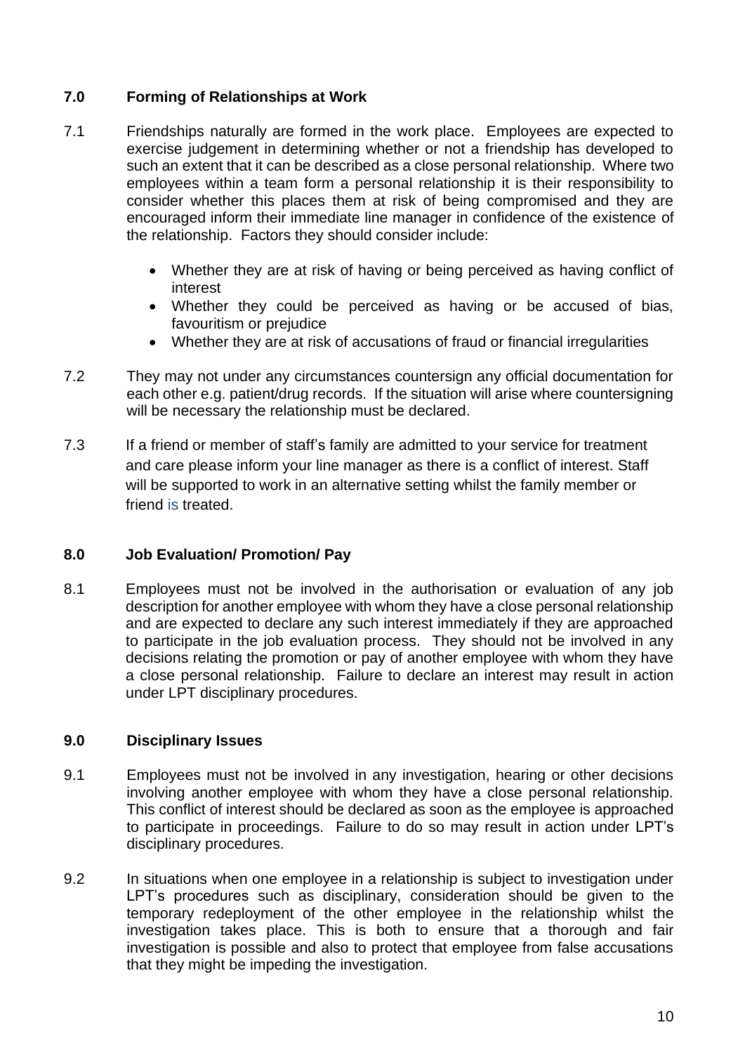## 7.0 Forming of Relationships at Work

7.1 Friendships naturally are formed in the work place. Employees are expected to exercise judgement in determining whether or not a friendship has developed to such an extent that it can be described as a close personal relationship. Where two employees within a team form a personal relationship it is their responsibility to consider whether this places them at risk of being compromised and they are encouraged inform their immediate line manager in confidence of the existence of the relationship. Factors they should consider include:

- Whether they are at risk of having or being perceived as having conflict of interest
- Whether they could be perceived as having or be accused of bias, favouritism or prejudice
- Whether they are at risk of accusations of fraud or financial irregularities

7.2 They may not under any circumstances countersign any official documentation for each other e.g. patient/drug records. If the situation will arise where countersigning will be necessary the relationship must be declared.

7.3 If a friend or member of staff's family are admitted to your service for treatment and care please inform your line manager as there is a conflict of interest. Staff will be supported to work in an alternative setting whilst the family member or friend is treated.

## 8.0 Job Evaluation/ Promotion/ Pay

8.1 Employees must not be involved in the authorisation or evaluation of any job description for another employee with whom they have a close personal relationship and are expected to declare any such interest immediately if they are approached to participate in the job evaluation process. They should not be involved in any decisions relating the promotion or pay of another employee with whom they have a close personal relationship. Failure to declare an interest may result in action under LPT disciplinary procedures.

## 9.0 Disciplinary Issues

9.1 Employees must not be involved in any investigation, hearing or other decisions involving another employee with whom they have a close personal relationship. This conflict of interest should be declared as soon as the employee is approached to participate in proceedings. Failure to do so may result in action under LPT's disciplinary procedures.

9.2 In situations when one employee in a relationship is subject to investigation under LPT's procedures such as disciplinary, consideration should be given to the temporary redeployment of the other employee in the relationship whilst the investigation takes place. This is both to ensure that a thorough and fair investigation is possible and also to protect that employee from false accusations that they might be impeding the investigation.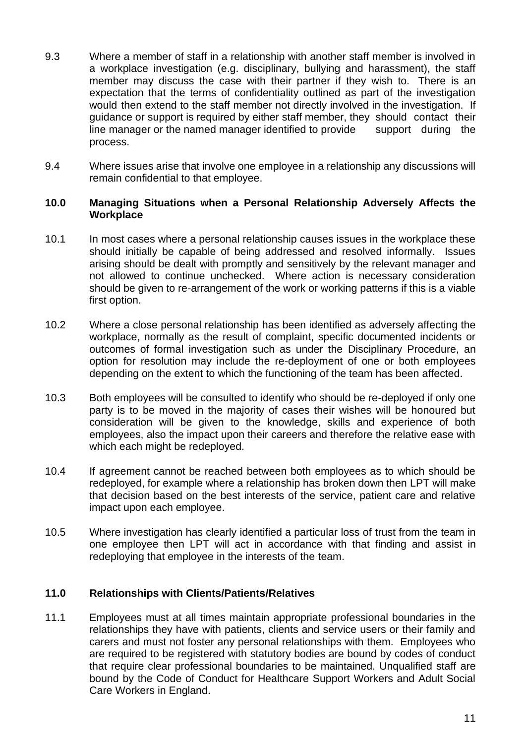9.3 Where a member of staff in a relationship with another staff member is involved in a workplace investigation (e.g. disciplinary, bullying and harassment), the staff member may discuss the case with their partner if they wish to. There is an expectation that the terms of confidentiality outlined as part of the investigation would then extend to the staff member not directly involved in the investigation. If guidance or support is required by either staff member, they should contact their line manager or the named manager identified to provide support during the process.

9.4 Where issues arise that involve one employee in a relationship any discussions will remain confidential to that employee.

## 10.0 Managing Situations when a Personal Relationship Adversely Affects the Workplace

10.1 In most cases where a personal relationship causes issues in the workplace these should initially be capable of being addressed and resolved informally. Issues arising should be dealt with promptly and sensitively by the relevant manager and not allowed to continue unchecked. Where action is necessary consideration should be given to re-arrangement of the work or working patterns if this is a viable first option.

10.2 Where a close personal relationship has been identified as adversely affecting the workplace, normally as the result of complaint, specific documented incidents or outcomes of formal investigation such as under the Disciplinary Procedure, an option for resolution may include the re-deployment of one or both employees depending on the extent to which the functioning of the team has been affected.

10.3 Both employees will be consulted to identify who should be re-deployed if only one party is to be moved in the majority of cases their wishes will be honoured but consideration will be given to the knowledge, skills and experience of both employees, also the impact upon their careers and therefore the relative ease with which each might be redeployed.

10.4 If agreement cannot be reached between both employees as to which should be redeployed, for example where a relationship has broken down then LPT will make that decision based on the best interests of the service, patient care and relative impact upon each employee.

10.5 Where investigation has clearly identified a particular loss of trust from the team in one employee then LPT will act in accordance with that finding and assist in redeploying that employee in the interests of the team.

## 11.0 Relationships with Clients/Patients/Relatives

11.1 Employees must at all times maintain appropriate professional boundaries in the relationships they have with patients, clients and service users or their family and carers and must not foster any personal relationships with them. Employees who are required to be registered with statutory bodies are bound by codes of conduct that require clear professional boundaries to be maintained. Unqualified staff are bound by the Code of Conduct for Healthcare Support Workers and Adult Social Care Workers in England.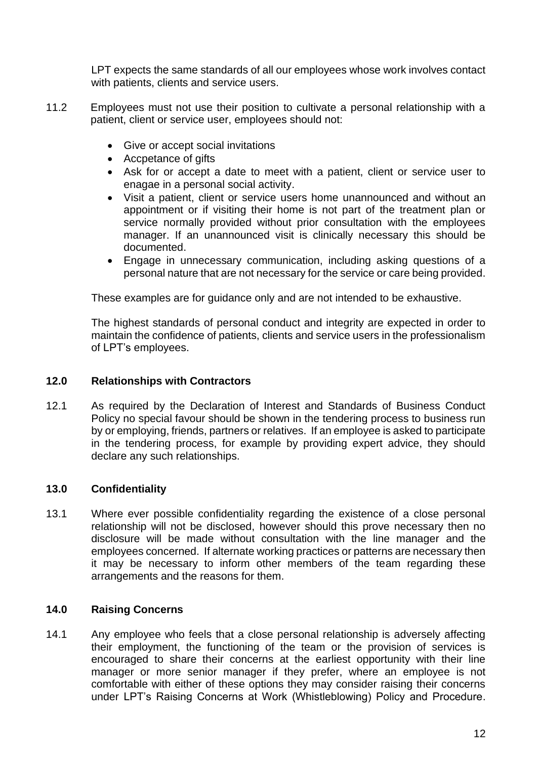LPT expects the same standards of all our employees whose work involves contact with patients, clients and service users.

11.2 Employees must not use their position to cultivate a personal relationship with a patient, client or service user, employees should not:

- Give or accept social invitations
- Accpetance of gifts
- Ask for or accept a date to meet with a patient, client or service user to enagae in a personal social activity.
- Visit a patient, client or service users home unannounced and without an appointment or if visiting their home is not part of the treatment plan or service normally provided without prior consultation with the employees manager. If an unannounced visit is clinically necessary this should be documented.
- Engage in unnecessary communication, including asking questions of a personal nature that are not necessary for the service or care being provided.

These examples are for guidance only and are not intended to be exhaustive.

The highest standards of personal conduct and integrity are expected in order to maintain the confidence of patients, clients and service users in the professionalism of LPT's employees.

## 12.0 Relationships with Contractors

12.1 As required by the Declaration of Interest and Standards of Business Conduct Policy no special favour should be shown in the tendering process to business run by or employing, friends, partners or relatives. If an employee is asked to participate in the tendering process, for example by providing expert advice, they should declare any such relationships.

## 13.0 Confidentiality

13.1 Where ever possible confidentiality regarding the existence of a close personal relationship will not be disclosed, however should this prove necessary then no disclosure will be made without consultation with the line manager and the employees concerned. If alternate working practices or patterns are necessary then it may be necessary to inform other members of the team regarding these arrangements and the reasons for them.

## 14.0 Raising Concerns

14.1 Any employee who feels that a close personal relationship is adversely affecting their employment, the functioning of the team or the provision of services is encouraged to share their concerns at the earliest opportunity with their line manager or more senior manager if they prefer, where an employee is not comfortable with either of these options they may consider raising their concerns under LPT's Raising Concerns at Work (Whistleblowing) Policy and Procedure.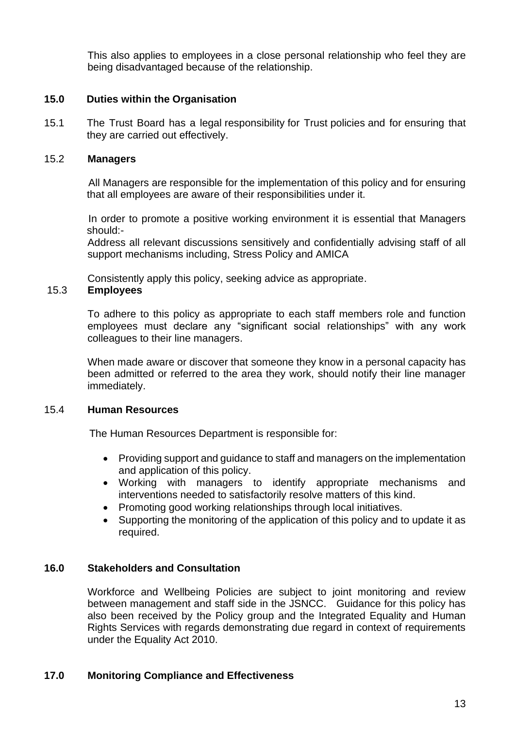This also applies to employees in a close personal relationship who feel they are being disadvantaged because of the relationship.

## 15.0 Duties within the Organisation

15.1 The Trust Board has a legal responsibility for Trust policies and for ensuring that they are carried out effectively.

### 15.2 Managers

All Managers are responsible for the implementation of this policy and for ensuring that all employees are aware of their responsibilities under it.

In order to promote a positive working environment it is essential that Managers should:-
Address all relevant discussions sensitively and confidentially advising staff of all support mechanisms including, Stress Policy and AMICA

Consistently apply this policy, seeking advice as appropriate.

### 15.3 Employees

To adhere to this policy as appropriate to each staff members role and function employees must declare any "significant social relationships" with any work colleagues to their line managers.

When made aware or discover that someone they know in a personal capacity has been admitted or referred to the area they work, should notify their line manager immediately.

### 15.4 Human Resources

The Human Resources Department is responsible for:

- Providing support and guidance to staff and managers on the implementation and application of this policy.
- Working with managers to identify appropriate mechanisms and interventions needed to satisfactorily resolve matters of this kind.
- Promoting good working relationships through local initiatives.
- Supporting the monitoring of the application of this policy and to update it as required.

## 16.0 Stakeholders and Consultation

Workforce and Wellbeing Policies are subject to joint monitoring and review between management and staff side in the JSNCC. Guidance for this policy has also been received by the Policy group and the Integrated Equality and Human Rights Services with regards demonstrating due regard in context of requirements under the Equality Act 2010.

## 17.0 Monitoring Compliance and Effectiveness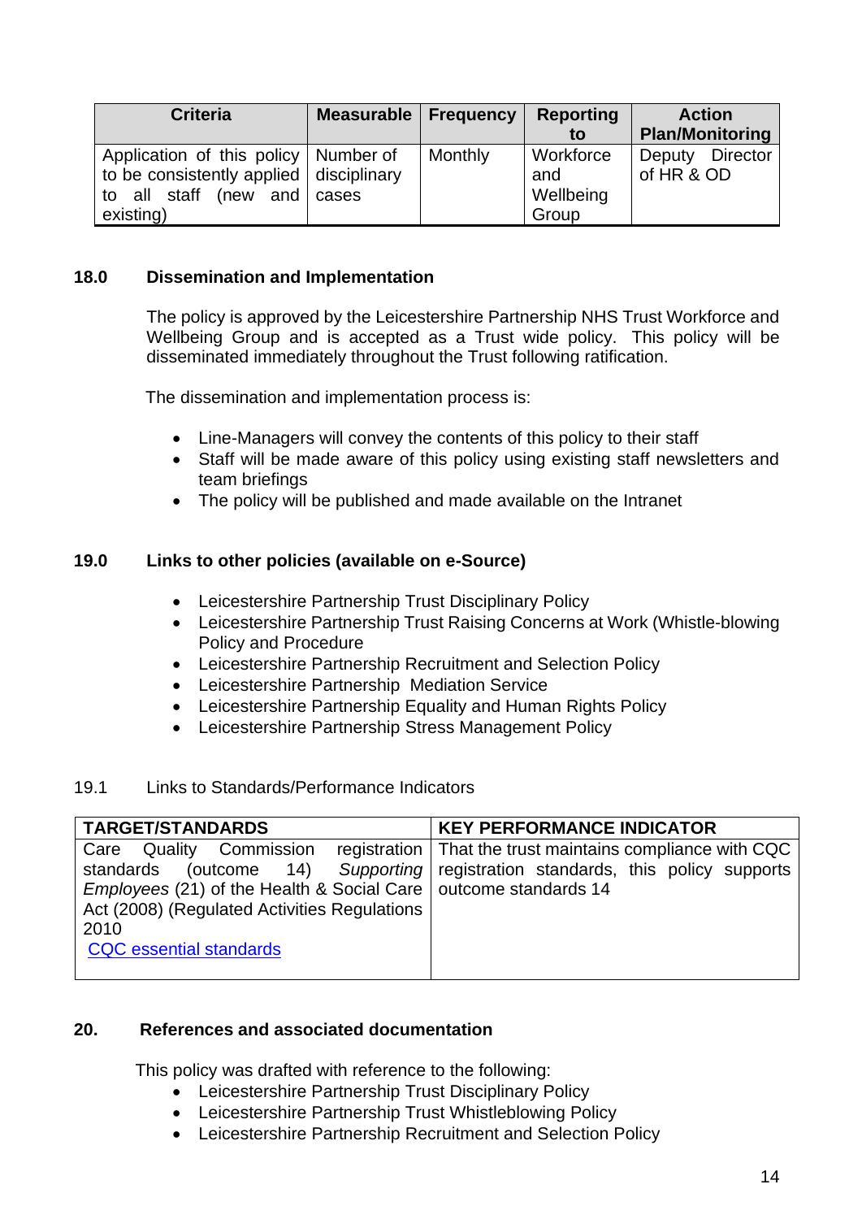| Criteria | Measurable | Frequency | Reporting to | Action Plan/Monitoring |
|---|---|---|---|---|
| Application of this policy to be consistently applied to all staff (new and existing) | Number of disciplinary cases | Monthly | Workforce and Wellbeing Group | Deputy Director of HR & OD |

## 18.0 Dissemination and Implementation

The policy is approved by the Leicestershire Partnership NHS Trust Workforce and Wellbeing Group and is accepted as a Trust wide policy. This policy will be disseminated immediately throughout the Trust following ratification.

The dissemination and implementation process is:

- Line-Managers will convey the contents of this policy to their staff
- Staff will be made aware of this policy using existing staff newsletters and team briefings
- The policy will be published and made available on the Intranet

## 19.0 Links to other policies (available on e-Source)

- Leicestershire Partnership Trust Disciplinary Policy
- Leicestershire Partnership Trust Raising Concerns at Work (Whistle-blowing Policy and Procedure
- Leicestershire Partnership Recruitment and Selection Policy
- Leicestershire Partnership Mediation Service
- Leicestershire Partnership Equality and Human Rights Policy
- Leicestershire Partnership Stress Management Policy

19.1 Links to Standards/Performance Indicators

| TARGET/STANDARDS | KEY PERFORMANCE INDICATOR |
|---|---|
| Care Quality Commission registration standards (outcome 14) *Supporting Employees* (21) of the Health & Social Care Act (2008) (Regulated Activities Regulations 2010<br>CQC essential standards | That the trust maintains compliance with CQC registration standards, this policy supports outcome standards 14 |

## 20. References and associated documentation

This policy was drafted with reference to the following:

- Leicestershire Partnership Trust Disciplinary Policy
- Leicestershire Partnership Trust Whistleblowing Policy
- Leicestershire Partnership Recruitment and Selection Policy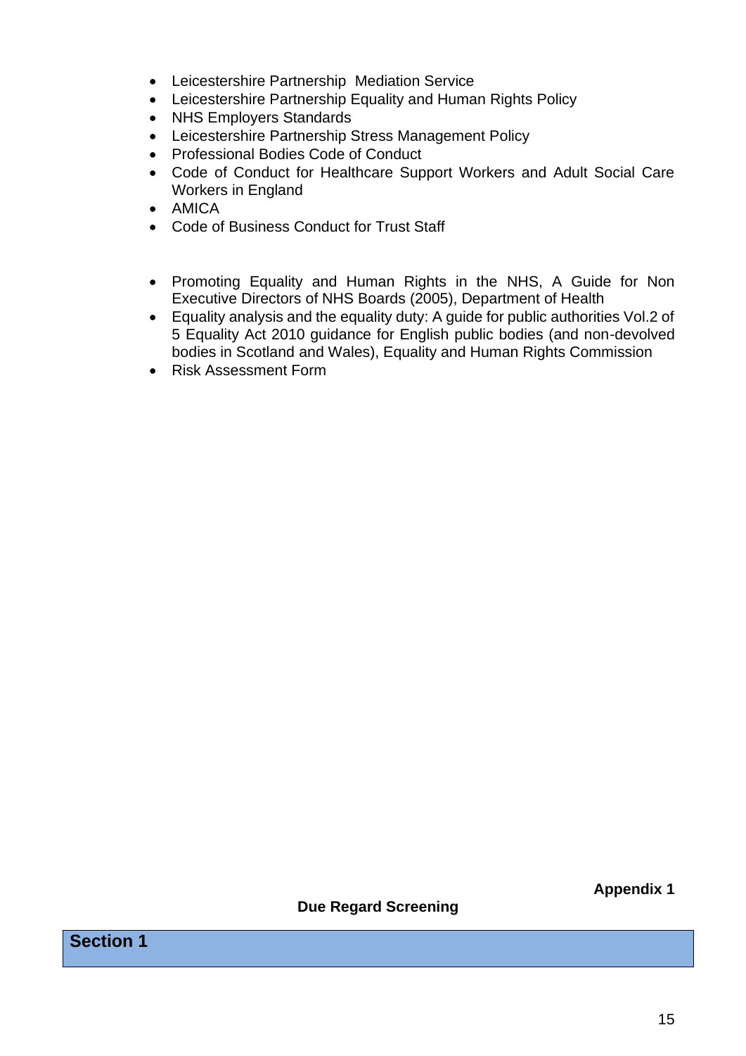- Leicestershire Partnership Mediation Service
- Leicestershire Partnership Equality and Human Rights Policy
- NHS Employers Standards
- Leicestershire Partnership Stress Management Policy
- Professional Bodies Code of Conduct
- Code of Conduct for Healthcare Support Workers and Adult Social Care Workers in England
- AMICA
- Code of Business Conduct for Trust Staff

- Promoting Equality and Human Rights in the NHS, A Guide for Non Executive Directors of NHS Boards (2005), Department of Health
- Equality analysis and the equality duty: A guide for public authorities Vol.2 of 5 Equality Act 2010 guidance for English public bodies (and non-devolved bodies in Scotland and Wales), Equality and Human Rights Commission
- Risk Assessment Form

**Appendix 1**

**Due Regard Screening**

| **Section 1** |
|---|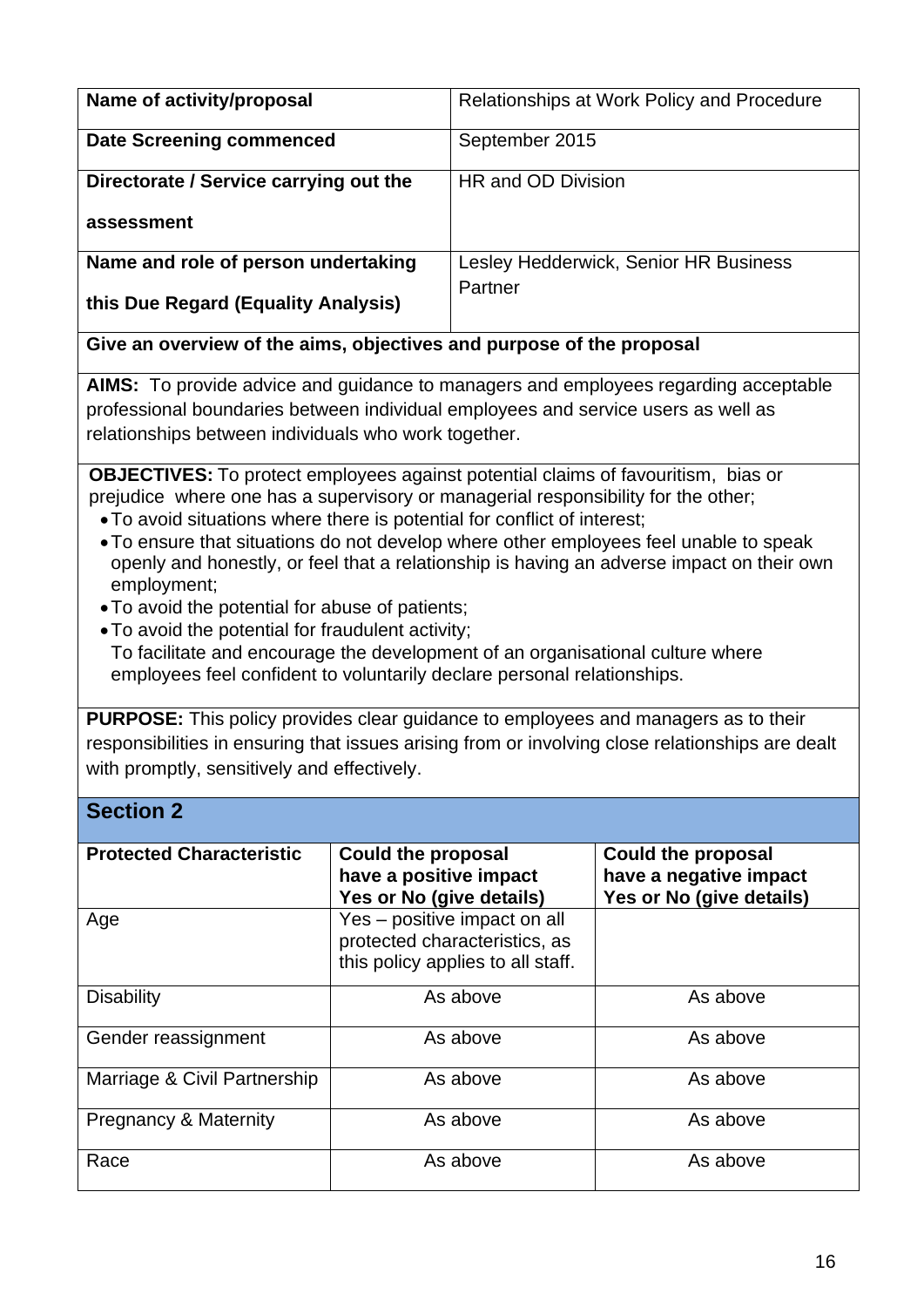| Name of activity/proposal | Relationships at Work Policy and Procedure |
|---|---|
| **Date Screening commenced** | September 2015 |
| **Directorate / Service carrying out the assessment** | HR and OD Division |
| **Name and role of person undertaking this Due Regard (Equality Analysis)** | Lesley Hedderwick, Senior HR Business Partner |

**Give an overview of the aims, objectives and purpose of the proposal**

**AIMS:** To provide advice and guidance to managers and employees regarding acceptable professional boundaries between individual employees and service users as well as relationships between individuals who work together.

**OBJECTIVES:** To protect employees against potential claims of favouritism, bias or prejudice where one has a supervisory or managerial responsibility for the other;

- To avoid situations where there is potential for conflict of interest;
- To ensure that situations do not develop where other employees feel unable to speak openly and honestly, or feel that a relationship is having an adverse impact on their own employment;
- To avoid the potential for abuse of patients;
- To avoid the potential for fraudulent activity;

To facilitate and encourage the development of an organisational culture where employees feel confident to voluntarily declare personal relationships.

**PURPOSE:** This policy provides clear guidance to employees and managers as to their responsibilities in ensuring that issues arising from or involving close relationships are dealt with promptly, sensitively and effectively.

## Section 2

| Protected Characteristic | Could the proposal have a positive impact Yes or No (give details) | Could the proposal have a negative impact Yes or No (give details) |
|---|---|---|
| Age | Yes – positive impact on all protected characteristics, as this policy applies to all staff. | |
| Disability | As above | As above |
| Gender reassignment | As above | As above |
| Marriage & Civil Partnership | As above | As above |
| Pregnancy & Maternity | As above | As above |
| Race | As above | As above |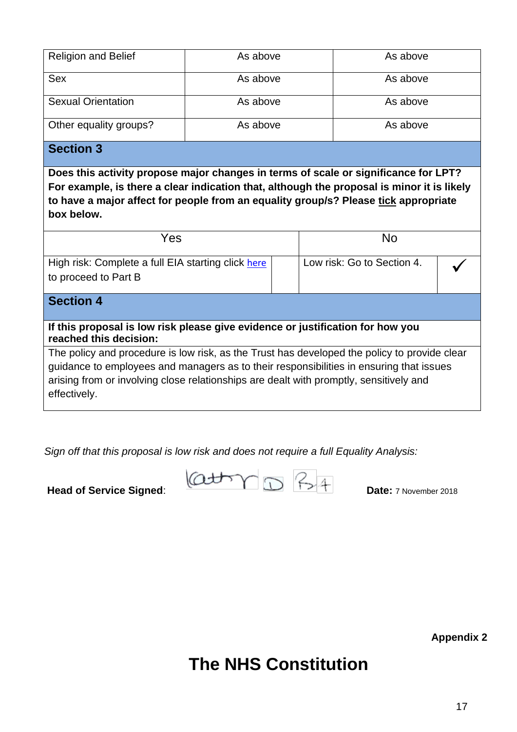| Religion and Belief | As above | As above |
|---|---|---|
| Sex | As above | As above |
| Sexual Orientation | As above | As above |
| Other equality groups? | As above | As above |

**Section 3**

**Does this activity propose major changes in terms of scale or significance for LPT? For example, is there a clear indication that, although the proposal is minor it is likely to have a major affect for people from an equality group/s? Please tick appropriate box below.**

| Yes | | No | |
|---|---|---|---|
| High risk: Complete a full EIA starting click here to proceed to Part B | | Low risk: Go to Section 4. | ✓ |

**Section 4**

**If this proposal is low risk please give evidence or justification for how you reached this decision:**

The policy and procedure is low risk, as the Trust has developed the policy to provide clear guidance to employees and managers as to their responsibilities in ensuring that issues arising from or involving close relationships are dealt with promptly, sensitively and effectively.

*Sign off that this proposal is low risk and does not require a full Equality Analysis:*

**Head of Service Signed**: Cathryn D B4 **Date:** 7 November 2018

**Appendix 2**

# The NHS Constitution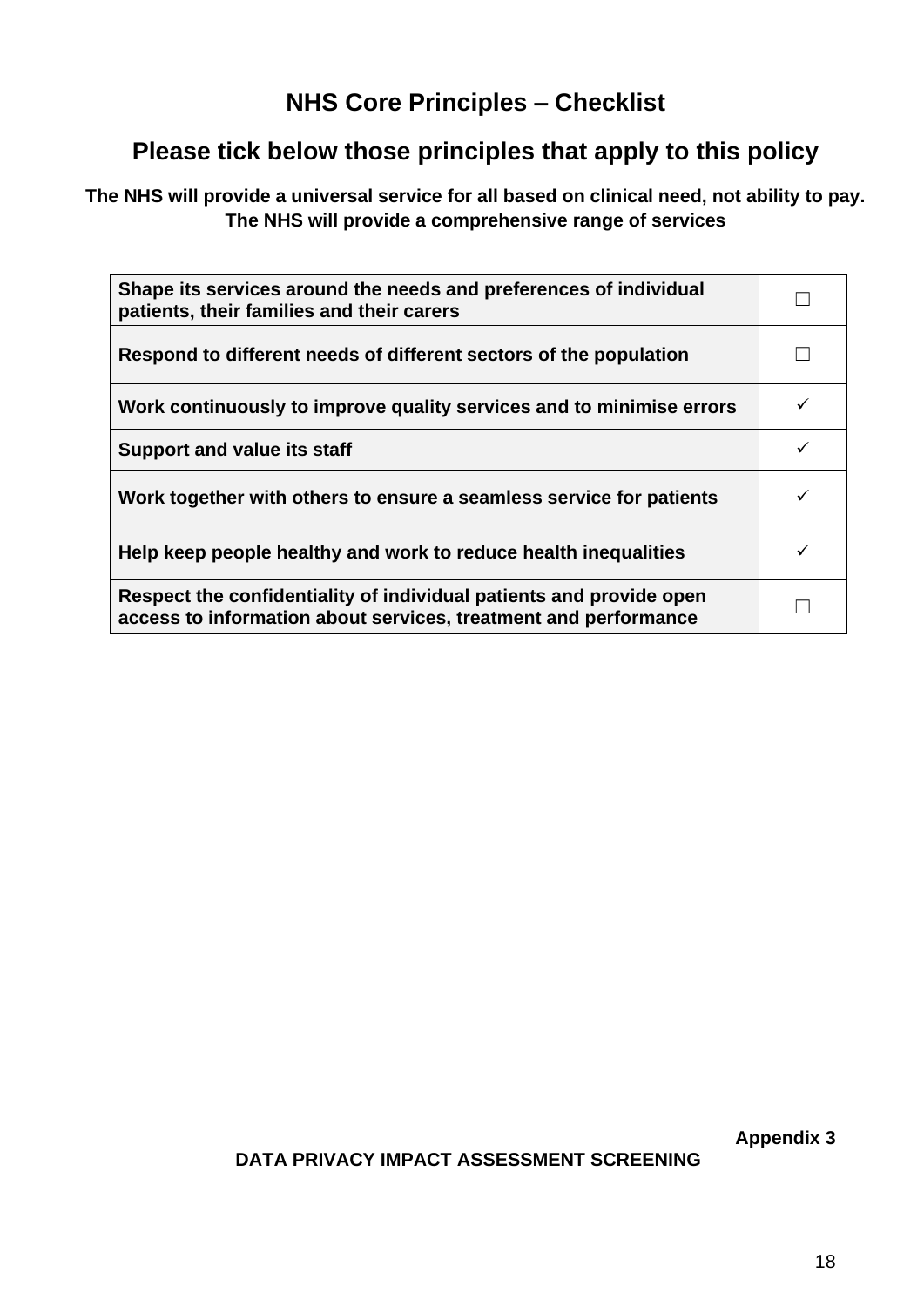## NHS Core Principles – Checklist

## Please tick below those principles that apply to this policy

**The NHS will provide a universal service for all based on clinical need, not ability to pay.**
**The NHS will provide a comprehensive range of services**

| | |
|---|---|
| **Shape its services around the needs and preferences of individual patients, their families and their carers** | ☐ |
| **Respond to different needs of different sectors of the population** | ☐ |
| **Work continuously to improve quality services and to minimise errors** | ✓ |
| **Support and value its staff** | ✓ |
| **Work together with others to ensure a seamless service for patients** | ✓ |
| **Help keep people healthy and work to reduce health inequalities** | ✓ |
| **Respect the confidentiality of individual patients and provide open access to information about services, treatment and performance** | ☐ |

**Appendix 3**

**DATA PRIVACY IMPACT ASSESSMENT SCREENING**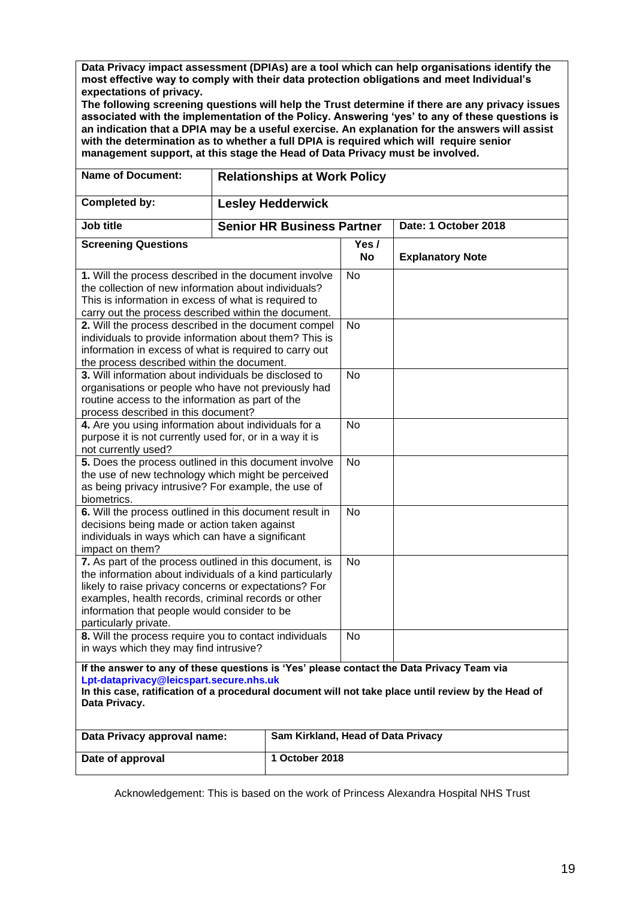**Data Privacy impact assessment (DPIAs) are a tool which can help organisations identify the most effective way to comply with their data protection obligations and meet Individual's expectations of privacy.**
**The following screening questions will help the Trust determine if there are any privacy issues associated with the implementation of the Policy. Answering 'yes' to any of these questions is an indication that a DPIA may be a useful exercise. An explanation for the answers will assist with the determination as to whether a full DPIA is required which will require senior management support, at this stage the Head of Data Privacy must be involved.**

| **Name of Document:** | **Relationships at Work Policy** | | |
|---|---|---|---|
| **Completed by:** | **Lesley Hedderwick** | | |
| **Job title** | **Senior HR Business Partner** | | **Date: 1 October 2018** |
| **Screening Questions** | | **Yes / No** | **Explanatory Note** |
| **1.** Will the process described in the document involve the collection of new information about individuals? This is information in excess of what is required to carry out the process described within the document. | | No | |
| **2.** Will the process described in the document compel individuals to provide information about them? This is information in excess of what is required to carry out the process described within the document. | | No | |
| **3.** Will information about individuals be disclosed to organisations or people who have not previously had routine access to the information as part of the process described in this document? | | No | |
| **4.** Are you using information about individuals for a purpose it is not currently used for, or in a way it is not currently used? | | No | |
| **5.** Does the process outlined in this document involve the use of new technology which might be perceived as being privacy intrusive? For example, the use of biometrics. | | No | |
| **6.** Will the process outlined in this document result in decisions being made or action taken against individuals in ways which can have a significant impact on them? | | No | |
| **7.** As part of the process outlined in this document, is the information about individuals of a kind particularly likely to raise privacy concerns or expectations? For examples, health records, criminal records or other information that people would consider to be particularly private. | | No | |
| **8.** Will the process require you to contact individuals in ways which they may find intrusive? | | No | |

**If the answer to any of these questions is 'Yes' please contact the Data Privacy Team via Lpt-dataprivacy@leicspart.secure.nhs.uk**
**In this case, ratification of a procedural document will not take place until review by the Head of Data Privacy.**

| **Data Privacy approval name:** | **Sam Kirkland, Head of Data Privacy** |
|---|---|
| **Date of approval** | **1 October 2018** |

Acknowledgement: This is based on the work of Princess Alexandra Hospital NHS Trust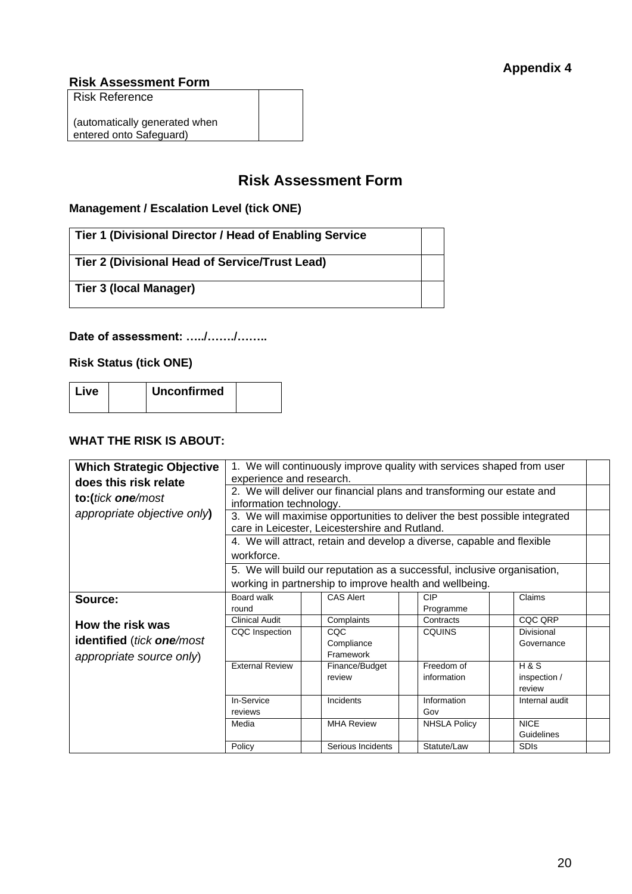**Appendix 4**

**Risk Assessment Form**

| Risk Reference<br><br>(automatically generated when entered onto Safeguard) | |
|---|---|

## Risk Assessment Form

**Management / Escalation Level (tick ONE)**

| | |
|---|---|
| **Tier 1 (Divisional Director / Head of Enabling Service** | |
| **Tier 2 (Divisional Head of Service/Trust Lead)** | |
| **Tier 3 (local Manager)** | |

**Date of assessment: …../……./……..**

**Risk Status (tick ONE)**

| **Live** | | **Unconfirmed** | |
|---|---|---|---|

**WHAT THE RISK IS ABOUT:**

| | | | | | | | | |
|---|---|---|---|---|---|---|---|---|
| **Which Strategic Objective does this risk relate to:(***tick* ***one****/most appropriate objective only***)** | 1. We will continuously improve quality with services shaped from user experience and research. | | | | | | | |
| | 2. We will deliver our financial plans and transforming our estate and information technology. | | | | | | | |
| | 3. We will maximise opportunities to deliver the best possible integrated care in Leicester, Leicestershire and Rutland. | | | | | | | |
| | 4. We will attract, retain and develop a diverse, capable and flexible workforce. | | | | | | | |
| | 5. We will build our reputation as a successful, inclusive organisation, working in partnership to improve health and wellbeing. | | | | | | | |
| **Source:**<br><br>**How the risk was identified** (*tick* ***one****/most appropriate source only*) | Board walk round | | CAS Alert | | CIP Programme | | Claims | |
| | Clinical Audit | | Complaints | | Contracts | | CQC QRP | |
| | CQC Inspection | | CQC Compliance Framework | | CQUINS | | Divisional Governance | |
| | External Review | | Finance/Budget review | | Freedom of information | | H & S inspection / review | |
| | In-Service reviews | | Incidents | | Information Gov | | Internal audit | |
| | Media | | MHA Review | | NHSLA Policy | | NICE Guidelines | |
| | Policy | | Serious Incidents | | Statute/Law | | SDIs | |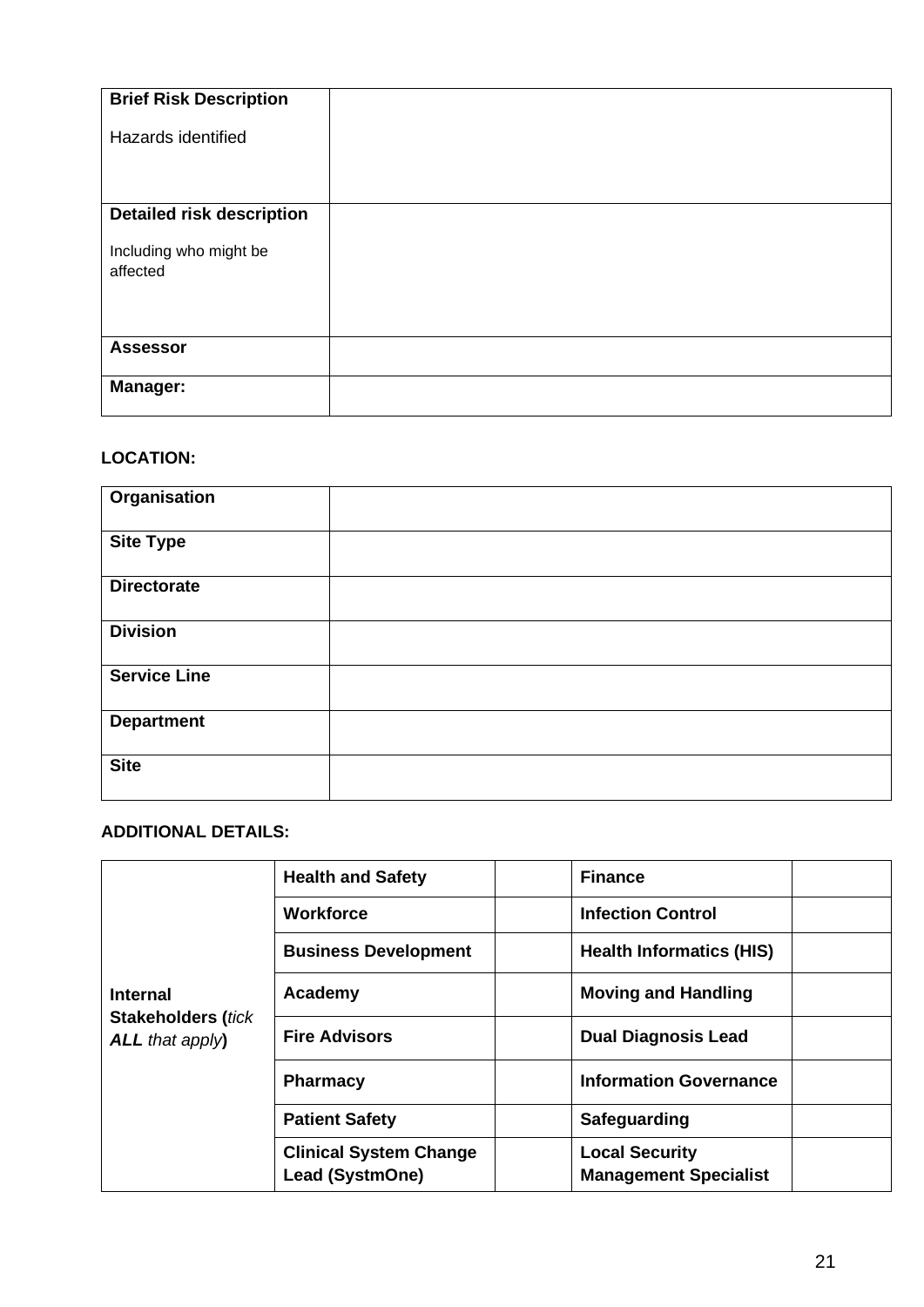| **Brief Risk Description**<br><br>Hazards identified | |
|---|---|
| **Detailed risk description**<br><br>Including who might be affected | |
| **Assessor** | |
| **Manager:** | |

**LOCATION:**

| **Organisation** | |
|---|---|
| **Site Type** | |
| **Directorate** | |
| **Division** | |
| **Service Line** | |
| **Department** | |
| **Site** | |

**ADDITIONAL DETAILS:**

| **Internal Stakeholders (*tick* ***ALL*** *that apply*)** | **Health and Safety** | | **Finance** | |
|---|---|---|---|---|
| | **Workforce** | | **Infection Control** | |
| | **Business Development** | | **Health Informatics (HIS)** | |
| | **Academy** | | **Moving and Handling** | |
| | **Fire Advisors** | | **Dual Diagnosis Lead** | |
| | **Pharmacy** | | **Information Governance** | |
| | **Patient Safety** | | **Safeguarding** | |
| | **Clinical System Change Lead (SystmOne)** | | **Local Security Management Specialist** | |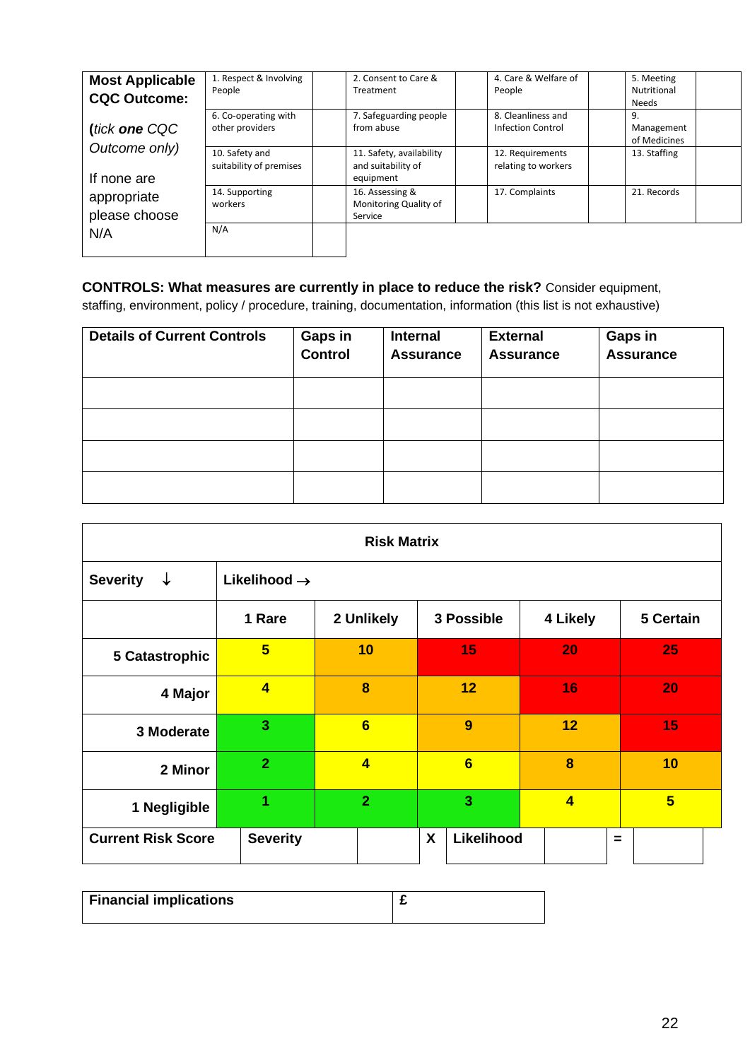| **Most Applicable CQC Outcome:**<br><br>(*tick **one** CQC Outcome only)*<br><br>If none are appropriate please choose N/A | 1. Respect & Involving People | | 2. Consent to Care & Treatment | | 4. Care & Welfare of People | | 5. Meeting Nutritional Needs | |
|---|---|---|---|---|---|---|---|---|
| | 6. Co-operating with other providers | | 7. Safeguarding people from abuse | | 8. Cleanliness and Infection Control | | 9. Management of Medicines | |
| | 10. Safety and suitability of premises | | 11. Safety, availability and suitability of equipment | | 12. Requirements relating to workers | | 13. Staffing | |
| | 14. Supporting workers | | 16. Assessing & Monitoring Quality of Service | | 17. Complaints | | 21. Records | |
| | N/A | | | | | | | |

**CONTROLS: What measures are currently in place to reduce the risk?** Consider equipment, staffing, environment, policy / procedure, training, documentation, information (this list is not exhaustive)

| Details of Current Controls | Gaps in Control | Internal Assurance | External Assurance | Gaps in Assurance |
|---|---|---|---|---|
| | | | | |
| | | | | |
| | | | | |
| | | | | |

| Risk Matrix | | | | | |
|---|---|---|---|---|---|
| **Severity ↓** | **Likelihood →** | | | | |
| | **1 Rare** | **2 Unlikely** | **3 Possible** | **4 Likely** | **5 Certain** |
| **5 Catastrophic** | 5 | 10 | 15 | 20 | 25 |
| **4 Major** | 4 | 8 | 12 | 16 | 20 |
| **3 Moderate** | 3 | 6 | 9 | 12 | 15 |
| **2 Minor** | 2 | 4 | 6 | 8 | 10 |
| **1 Negligible** | 1 | 2 | 3 | 4 | 5 |

| **Current Risk Score** | **Severity** | | **X** | **Likelihood** | | **=** | |
|---|---|---|---|---|---|---|---|

| **Financial implications** | **£** |
|---|---|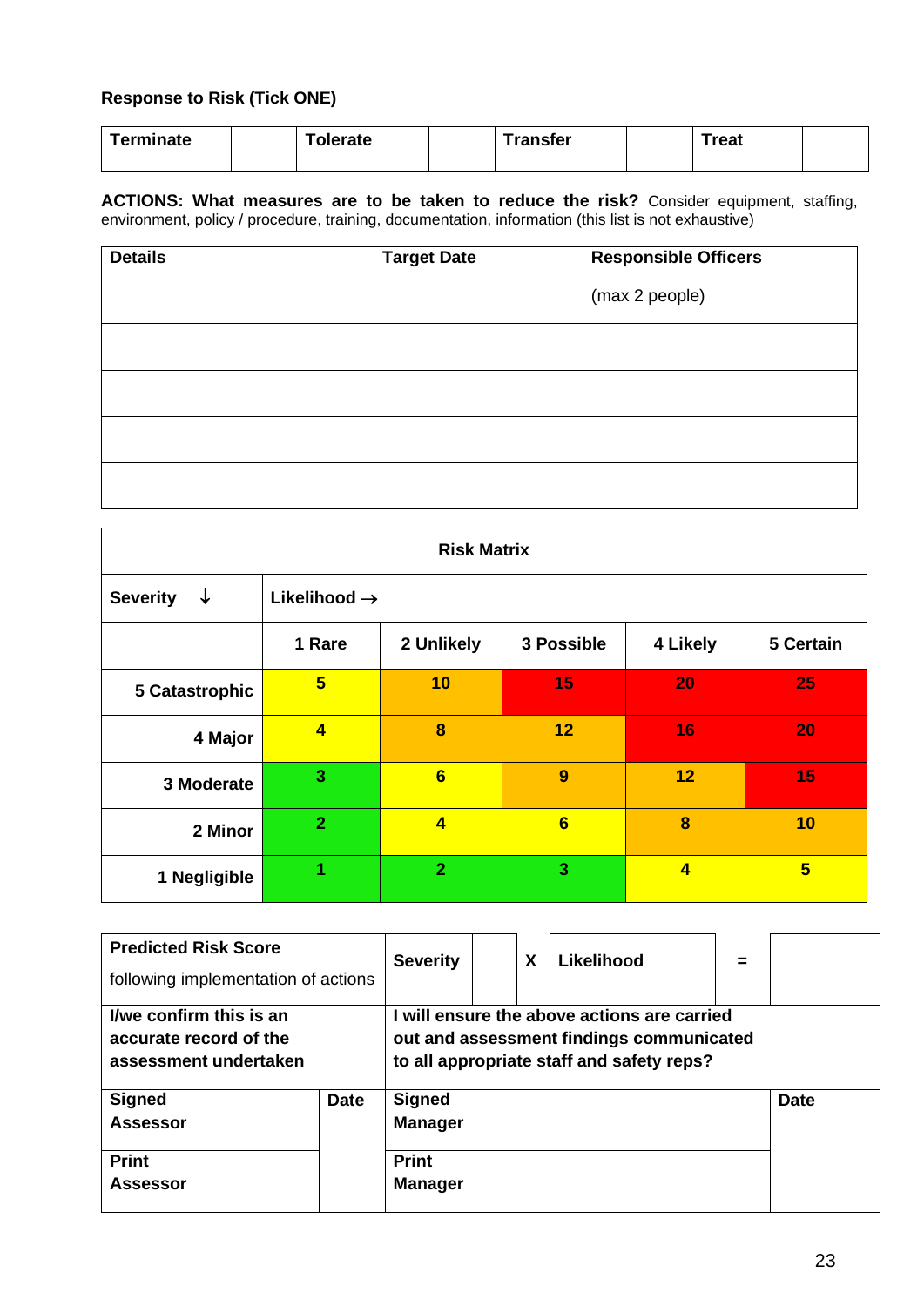**Response to Risk (Tick ONE)**

| Terminate | | Tolerate | | Transfer | | Treat | |
|---|---|---|---|---|---|---|---|

**ACTIONS: What measures are to be taken to reduce the risk?** Consider equipment, staffing, environment, policy / procedure, training, documentation, information (this list is not exhaustive)

| Details | Target Date | Responsible Officers (max 2 people) |
|---|---|---|
| | | |
| | | |
| | | |
| | | |

| Risk Matrix | | | | | |
|---|---|---|---|---|---|
| **Severity ↓** | **Likelihood →** | | | | |
| | **1 Rare** | **2 Unlikely** | **3 Possible** | **4 Likely** | **5 Certain** |
| **5 Catastrophic** | 5 | 10 | 15 | 20 | 25 |
| **4 Major** | 4 | 8 | 12 | 16 | 20 |
| **3 Moderate** | 3 | 6 | 9 | 12 | 15 |
| **2 Minor** | 2 | 4 | 6 | 8 | 10 |
| **1 Negligible** | 1 | 2 | 3 | 4 | 5 |

| **Predicted Risk Score** following implementation of actions | **Severity** | | **X** | **Likelihood** | | **=** | |
|---|---|---|---|---|---|---|---|
| **I/we confirm this is an accurate record of the assessment undertaken** | **I will ensure the above actions are carried out and assessment findings communicated to all appropriate staff and safety reps?** | | | | | | |

| **Signed Assessor** | | **Date** | **Signed Manager** | | **Date** |
|---|---|---|---|---|---|
| **Print Assessor** | | | **Print Manager** | | |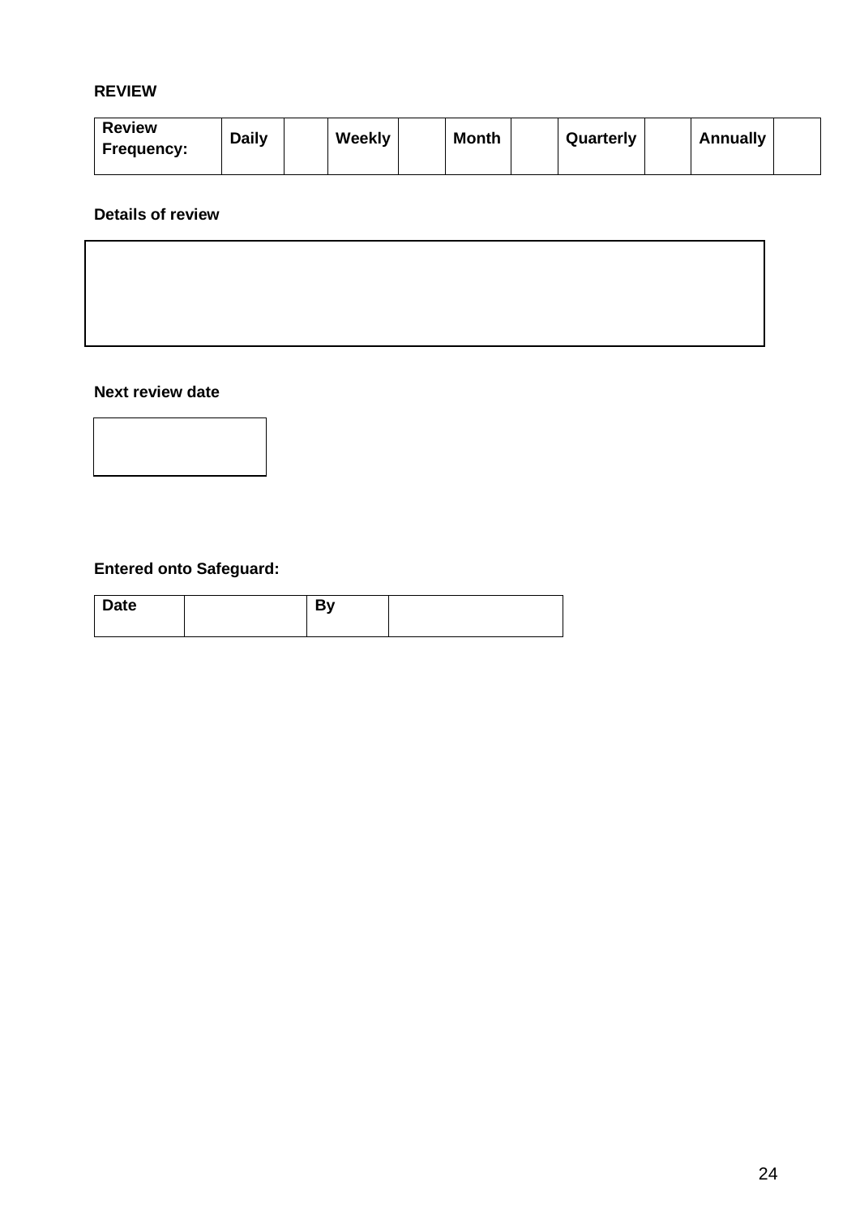**REVIEW**

| | | | | | | | | | | |
|---|---|---|---|---|---|---|---|---|---|---|
| **Review Frequency:** | **Daily** | | **Weekly** | | **Month** | | **Quarterly** | | **Annually** | |

**Details of review**

| |
|---|
| |

**Next review date**

| |
|---|
| |

**Entered onto Safeguard:**

| | | | |
|---|---|---|---|
| **Date** | | **By** | |